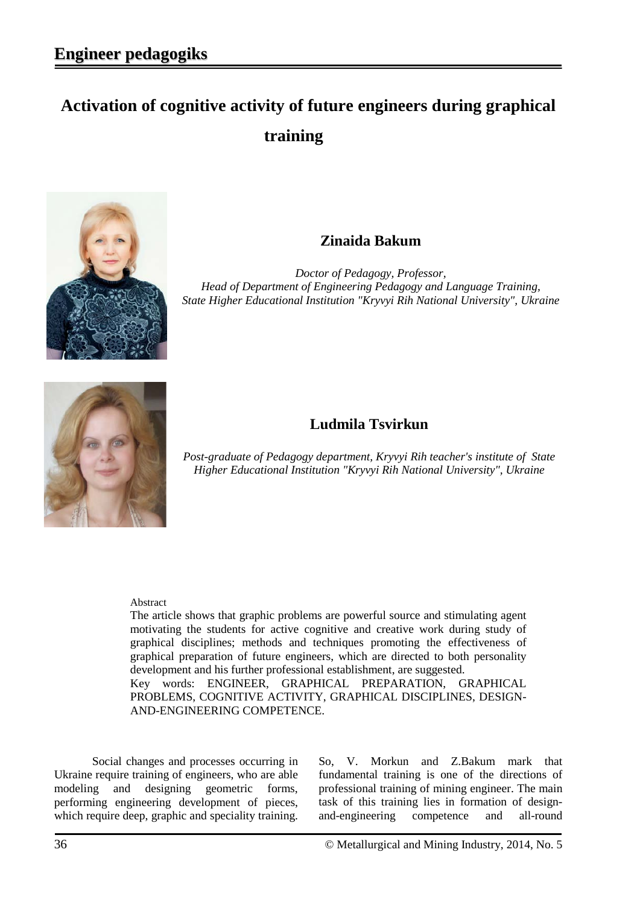## Engineer pedagogiks

# Activation of cognitive activity of future engineers during graphical training

### Zinaida Bakum

*Doctor of Pedagogy, Professor,*
*Head of Department of Engineering Pedagogy and Language Training,*
*State Higher Educational Institution "Kryvyi Rih National University", Ukraine*

### Ludmila Tsvirkun

*Post-graduate of Pedagogy department, Kryvyi Rih teacher's institute of State Higher Educational Institution "Kryvyi Rih National University", Ukraine*

Abstract

The article shows that graphic problems are powerful source and stimulating agent motivating the students for active cognitive and creative work during study of graphical disciplines; methods and techniques promoting the effectiveness of graphical preparation of future engineers, which are directed to both personality development and his further professional establishment, are suggested.

Key words: ENGINEER, GRAPHICAL PREPARATION, GRAPHICAL PROBLEMS, COGNITIVE ACTIVITY, GRAPHICAL DISCIPLINES, DESIGN-AND-ENGINEERING COMPETENCE.

Social changes and processes occurring in Ukraine require training of engineers, who are able modeling and designing geometric forms, performing engineering development of pieces, which require deep, graphic and speciality training. So, V. Morkun and Z.Bakum mark that fundamental training is one of the directions of professional training of mining engineer. The main task of this training lies in formation of design-and-engineering competence and all-round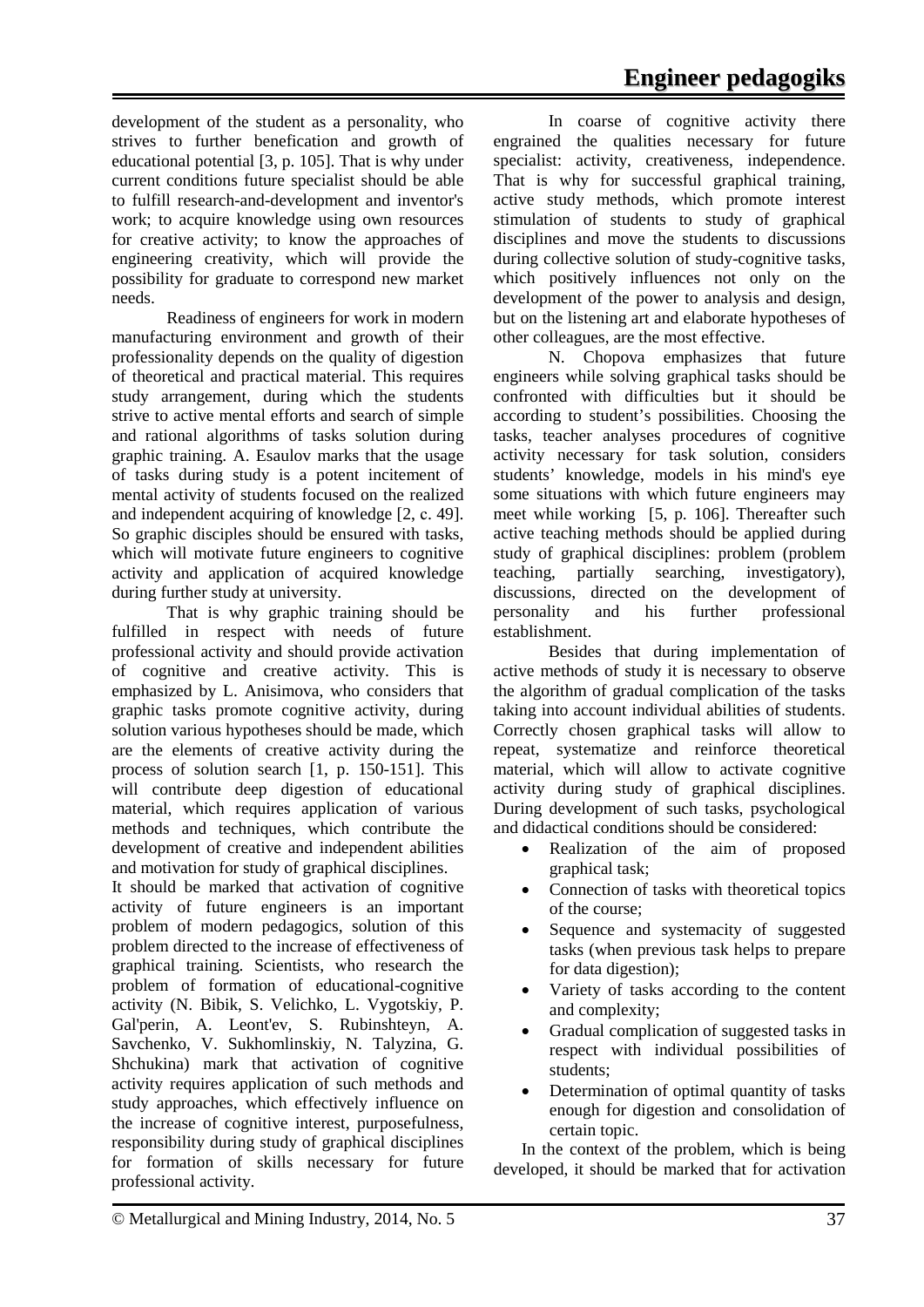development of the student as a personality, who strives to further benefication and growth of educational potential [3, p. 105]. That is why under current conditions future specialist should be able to fulfill research-and-development and inventor's work; to acquire knowledge using own resources for creative activity; to know the approaches of engineering creativity, which will provide the possibility for graduate to correspond new market needs.

Readiness of engineers for work in modern manufacturing environment and growth of their professionality depends on the quality of digestion of theoretical and practical material. This requires study arrangement, during which the students strive to active mental efforts and search of simple and rational algorithms of tasks solution during graphic training. A. Esaulov marks that the usage of tasks during study is a potent incitement of mental activity of students focused on the realized and independent acquiring of knowledge [2, c. 49]. So graphic disciples should be ensured with tasks, which will motivate future engineers to cognitive activity and application of acquired knowledge during further study at university.

That is why graphic training should be fulfilled in respect with needs of future professional activity and should provide activation of cognitive and creative activity. This is emphasized by L. Anisimova, who considers that graphic tasks promote cognitive activity, during solution various hypotheses should be made, which are the elements of creative activity during the process of solution search [1, p. 150-151]. This will contribute deep digestion of educational material, which requires application of various methods and techniques, which contribute the development of creative and independent abilities and motivation for study of graphical disciplines.

It should be marked that activation of cognitive activity of future engineers is an important problem of modern pedagogics, solution of this problem directed to the increase of effectiveness of graphical training. Scientists, who research the problem of formation of educational-cognitive activity (N. Bibik, S. Velichko, L. Vygotskiy, P. Gal'perin, A. Leont'ev, S. Rubinshteyn, A. Savchenko, V. Sukhomlinskiy, N. Talyzina, G. Shchukina) mark that activation of cognitive activity requires application of such methods and study approaches, which effectively influence on the increase of cognitive interest, purposefulness, responsibility during study of graphical disciplines for formation of skills necessary for future professional activity.

In coarse of cognitive activity there engrained the qualities necessary for future specialist: activity, creativeness, independence. That is why for successful graphical training, active study methods, which promote interest stimulation of students to study of graphical disciplines and move the students to discussions during collective solution of study-cognitive tasks, which positively influences not only on the development of the power to analysis and design, but on the listening art and elaborate hypotheses of other colleagues, are the most effective.

N. Chopova emphasizes that future engineers while solving graphical tasks should be confronted with difficulties but it should be according to student's possibilities. Choosing the tasks, teacher analyses procedures of cognitive activity necessary for task solution, considers students' knowledge, models in his mind's eye some situations with which future engineers may meet while working [5, p. 106]. Thereafter such active teaching methods should be applied during study of graphical disciplines: problem (problem teaching, partially searching, investigatory), discussions, directed on the development of personality and his further professional establishment.

Besides that during implementation of active methods of study it is necessary to observe the algorithm of gradual complication of the tasks taking into account individual abilities of students. Correctly chosen graphical tasks will allow to repeat, systematize and reinforce theoretical material, which will allow to activate cognitive activity during study of graphical disciplines. During development of such tasks, psychological and didactical conditions should be considered:

- Realization of the aim of proposed graphical task;
- Connection of tasks with theoretical topics of the course;
- Sequence and systemacity of suggested tasks (when previous task helps to prepare for data digestion);
- Variety of tasks according to the content and complexity;
- Gradual complication of suggested tasks in respect with individual possibilities of students;
- Determination of optimal quantity of tasks enough for digestion and consolidation of certain topic.

In the context of the problem, which is being developed, it should be marked that for activation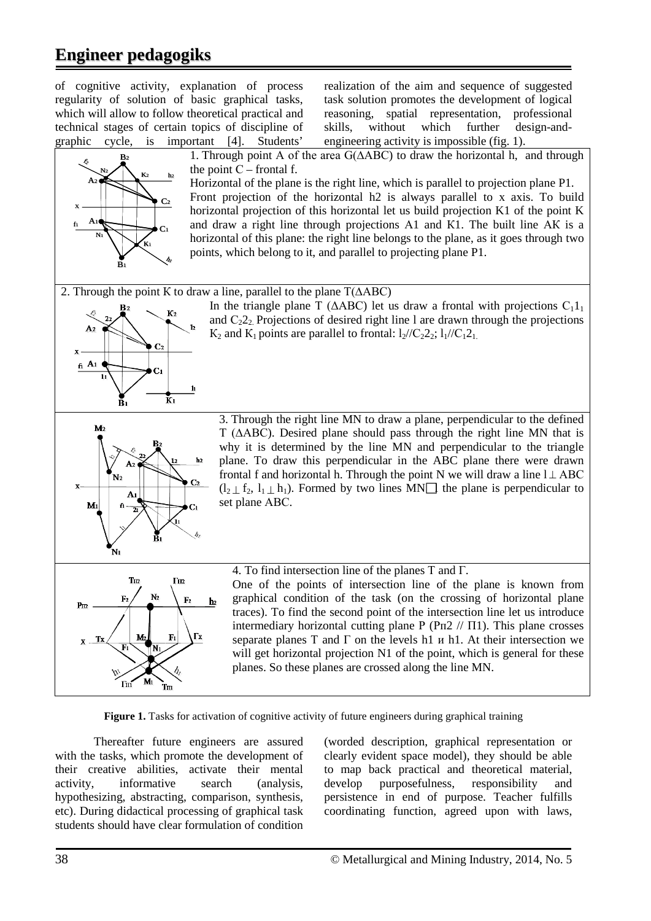of cognitive activity, explanation of process regularity of solution of basic graphical tasks, which will allow to follow theoretical practical and technical stages of certain topics of discipline of graphic cycle, is important [4]. Students' realization of the aim and sequence of suggested task solution promotes the development of logical reasoning, spatial representation, professional skills, without which further design-and-engineering activity is impossible (fig. 1).

1. Through point A of the area G(ΔABC) to draw the horizontal h, and through the point C – frontal f.

Horizontal of the plane is the right line, which is parallel to projection plane P1. Front projection of the horizontal h2 is always parallel to x axis. To build horizontal projection of this horizontal let us build projection K1 of the point K and draw a right line through projections A1 and K1. The built line AK is a horizontal of this plane: the right line belongs to the plane, as it goes through two points, which belong to it, and parallel to projecting plane P1.

2. Through the point K to draw a line, parallel to the plane T(ΔABC)

In the triangle plane T (ΔABC) let us draw a frontal with projections $C_1 1_1$ and $C_2 2_2$. Projections of desired right line l are drawn through the projections $K_2$ and $K_1$ points are parallel to frontal: $l_2 // C_2 2_2$; $l_1 // C_1 2_1$.

3. Through the right line MN to draw a plane, perpendicular to the defined T (ΔABC). Desired plane should pass through the right line MN that is why it is determined by the line MN and perpendicular to the triangle plane. To draw this perpendicular in the ABC plane there were drawn frontal f and horizontal h. Through the point N we will draw a line $l \perp ABC$ ($l_2 \perp f_2$, $l_1 \perp h_1$). Formed by two lines MN□ the plane is perpendicular to set plane ABC.

4. To find intersection line of the planes T and Г.

One of the points of intersection line of the plane is known from graphical condition of the task (on the crossing of horizontal plane traces). To find the second point of the intersection line let us introduce intermediary horizontal cutting plane P (Pп2 // П1). This plane crosses separate planes T and Г on the levels h1 и h1. At their intersection we will get horizontal projection N1 of the point, which is general for these planes. So these planes are crossed along the line MN.

**Figure 1.** Tasks for activation of cognitive activity of future engineers during graphical training

Thereafter future engineers are assured with the tasks, which promote the development of their creative abilities, activate their mental activity, informative search (analysis, hypothesizing, abstracting, comparison, synthesis, etc). During didactical processing of graphical task students should have clear formulation of condition (worded description, graphical representation or clearly evident space model), they should be able to map back practical and theoretical material, develop purposefulness, responsibility and persistence in end of purpose. Teacher fulfills coordinating function, agreed upon with laws,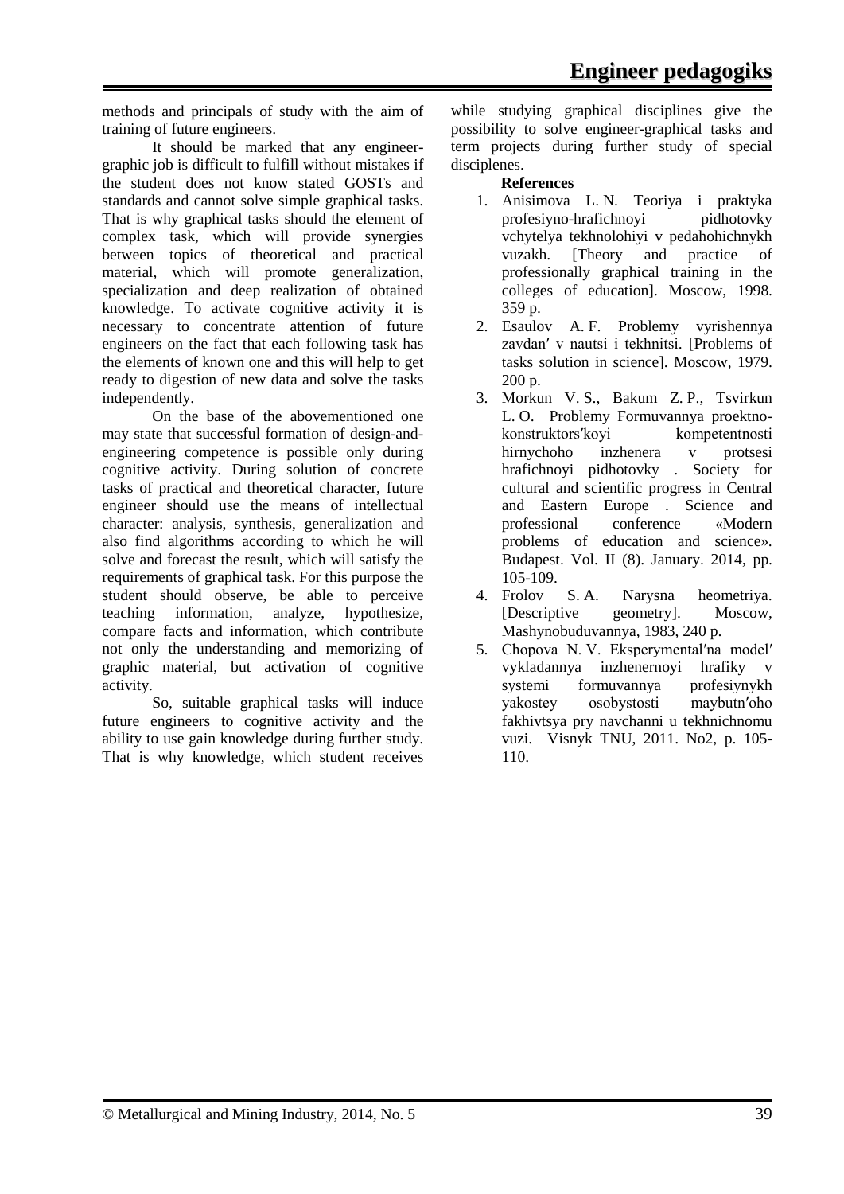methods and principals of study with the aim of training of future engineers.

It should be marked that any engineer-graphic job is difficult to fulfill without mistakes if the student does not know stated GOSTs and standards and cannot solve simple graphical tasks. That is why graphical tasks should the element of complex task, which will provide synergies between topics of theoretical and practical material, which will promote generalization, specialization and deep realization of obtained knowledge. To activate cognitive activity it is necessary to concentrate attention of future engineers on the fact that each following task has the elements of known one and this will help to get ready to digestion of new data and solve the tasks independently.

On the base of the abovementioned one may state that successful formation of design-and-engineering competence is possible only during cognitive activity. During solution of concrete tasks of practical and theoretical character, future engineer should use the means of intellectual character: analysis, synthesis, generalization and also find algorithms according to which he will solve and forecast the result, which will satisfy the requirements of graphical task. For this purpose the student should observe, be able to perceive teaching information, analyze, hypothesize, compare facts and information, which contribute not only the understanding and memorizing of graphic material, but activation of cognitive activity.

So, suitable graphical tasks will induce future engineers to cognitive activity and the ability to use gain knowledge during further study. That is why knowledge, which student receives while studying graphical disciplines give the possibility to solve engineer-graphical tasks and term projects during further study of special disciplenes.

**References**

1. Anisimova L. N. Teoriya i praktyka profesiyno-hrafichnoyi pidhotovky vchytelya tekhnolohiyi v pedahohichnykh vuzakh. [Theory and practice of professionally graphical training in the colleges of education]. Moscow, 1998. 359 p.
2. Esaulov A. F. Problemy vyrishennya zavdan′ v nautsi i tekhnitsi. [Problems of tasks solution in science]. Moscow, 1979. 200 p.
3. Morkun V. S., Bakum Z. P., Tsvirkun L. O. Problemy Formuvannya proektno-konstruktors′koyi kompetentnosti hirnychoho inzhenera v protsesi hrafichnoyi pidhotovky . Society for cultural and scientific progress in Central and Eastern Europe . Science and professional conference «Modern problems of education and science». Budapest. Vol. II (8). January. 2014, pp. 105-109.
4. Frolov S. A. Narysna heometriya. [Descriptive geometry]. Moscow, Mashynobuduvannya, 1983, 240 p.
5. Chopova N. V. Eksperymental′na model′ vykladannya inzhenernoyi hrafiky v systemi formuvannya profesiynykh yakostey osobystosti maybutn′oho fakhivtsya pry navchanni u tekhnichnomu vuzi. Visnyk TNU, 2011. No2, p. 105-110.